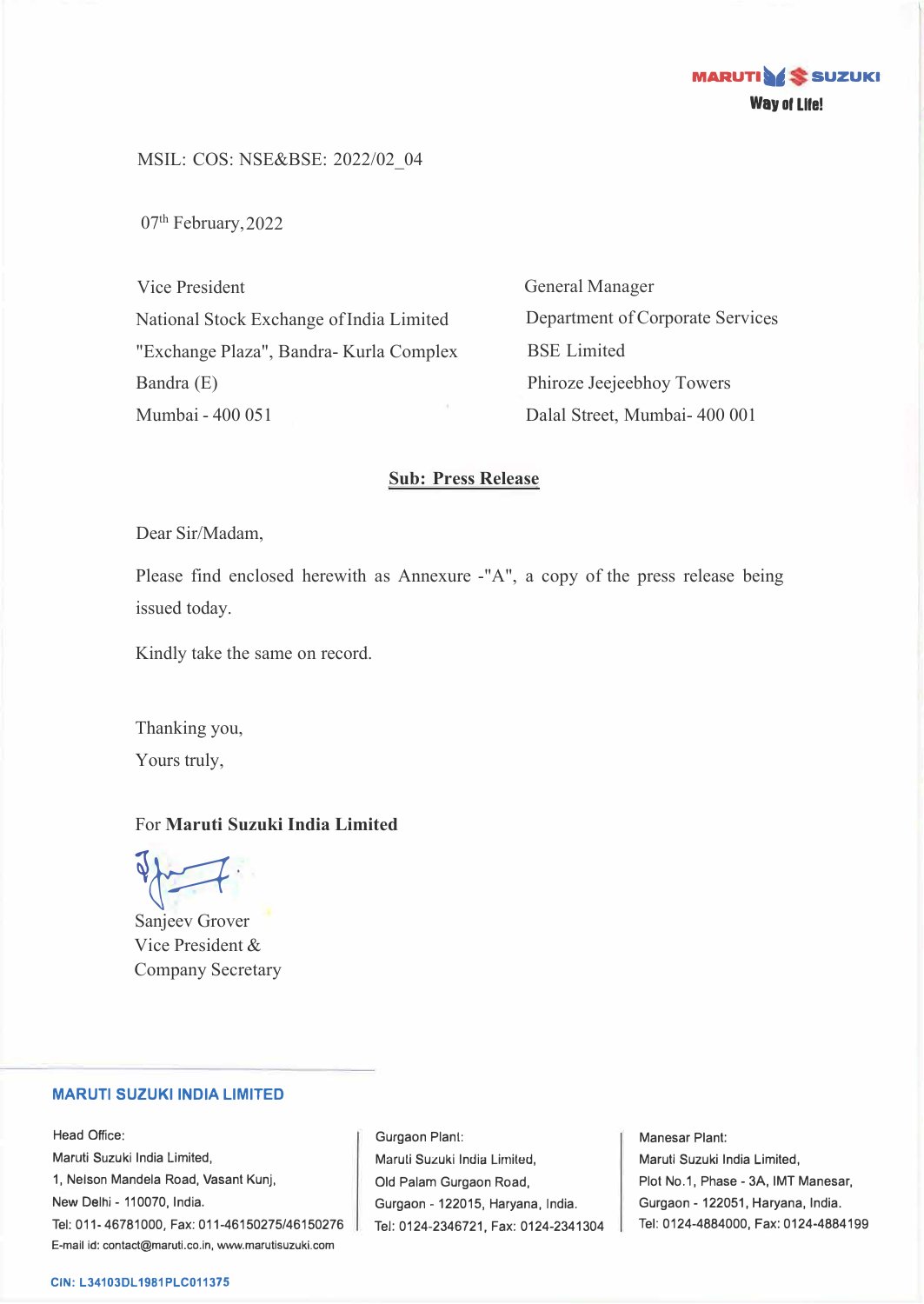MARUTI SUZUKI
Way of Life!

MSIL: COS: NSE&BSE: 2022/02_04

07th February, 2022

Vice President
National Stock Exchange of India Limited
"Exchange Plaza", Bandra- Kurla Complex
Bandra (E)
Mumbai - 400 051

General Manager
Department of Corporate Services
BSE Limited
Phiroze Jeejeebhoy Towers
Dalal Street, Mumbai- 400 001

**Sub: Press Release**

Dear Sir/Madam,

Please find enclosed herewith as Annexure -"A", a copy of the press release being issued today.

Kindly take the same on record.

Thanking you,
Yours truly,

For **Maruti Suzuki India Limited**

Sanjeev Grover
Vice President &
Company Secretary

**MARUTI SUZUKI INDIA LIMITED**

Head Office:
Maruti Suzuki India Limited,
1, Nelson Mandela Road, Vasant Kunj,
New Delhi - 110070, India.
Tel: 011- 46781000, Fax: 011-46150275/46150276
E-mail id: contact@maruti.co.in, www.marutisuzuki.com

Gurgaon Plant:
Maruti Suzuki India Limited,
Old Palam Gurgaon Road,
Gurgaon - 122015, Haryana, India.
Tel: 0124-2346721, Fax: 0124-2341304

Manesar Plant:
Maruti Suzuki India Limited,
Plot No.1, Phase - 3A, IMT Manesar,
Gurgaon - 122051, Haryana, India.
Tel: 0124-4884000, Fax: 0124-4884199

CIN: L34103DL1981PLC011375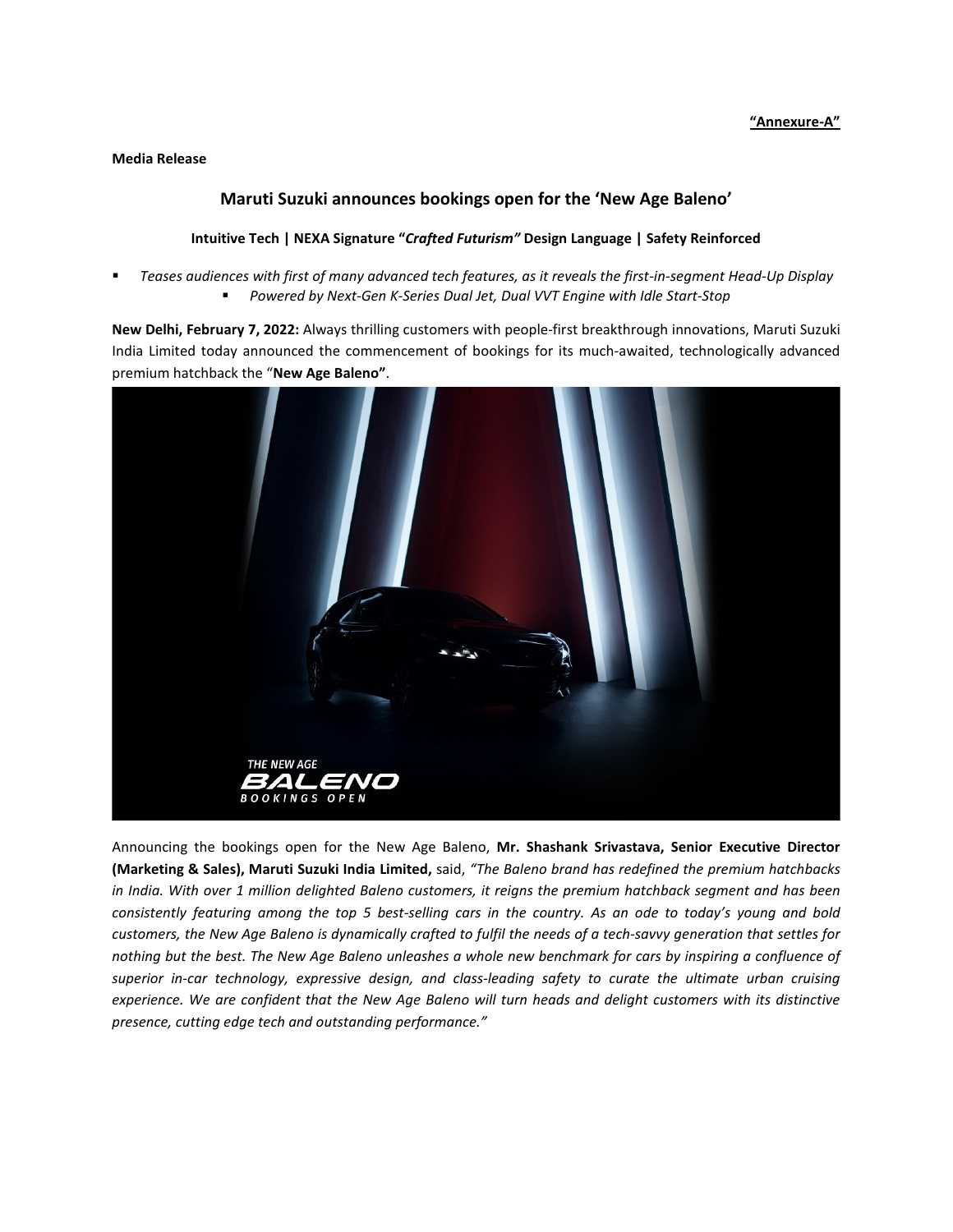**"Annexure-A"**

**Media Release**

## Maruti Suzuki announces bookings open for the 'New Age Baleno'

**Intuitive Tech | NEXA Signature "*Crafted Futurism*" Design Language | Safety Reinforced**

- *Teases audiences with first of many advanced tech features, as it reveals the first-in-segment Head-Up Display*
- *Powered by Next-Gen K-Series Dual Jet, Dual VVT Engine with Idle Start-Stop*

**New Delhi, February 7, 2022:** Always thrilling customers with people-first breakthrough innovations, Maruti Suzuki India Limited today announced the commencement of bookings for its much-awaited, technologically advanced premium hatchback the "**New Age Baleno"**.

Announcing the bookings open for the New Age Baleno, **Mr. Shashank Srivastava, Senior Executive Director (Marketing & Sales), Maruti Suzuki India Limited,** said, *"The Baleno brand has redefined the premium hatchbacks in India. With over 1 million delighted Baleno customers, it reigns the premium hatchback segment and has been consistently featuring among the top 5 best-selling cars in the country. As an ode to today's young and bold customers, the New Age Baleno is dynamically crafted to fulfil the needs of a tech-savvy generation that settles for nothing but the best. The New Age Baleno unleashes a whole new benchmark for cars by inspiring a confluence of superior in-car technology, expressive design, and class-leading safety to curate the ultimate urban cruising experience. We are confident that the New Age Baleno will turn heads and delight customers with its distinctive presence, cutting edge tech and outstanding performance."*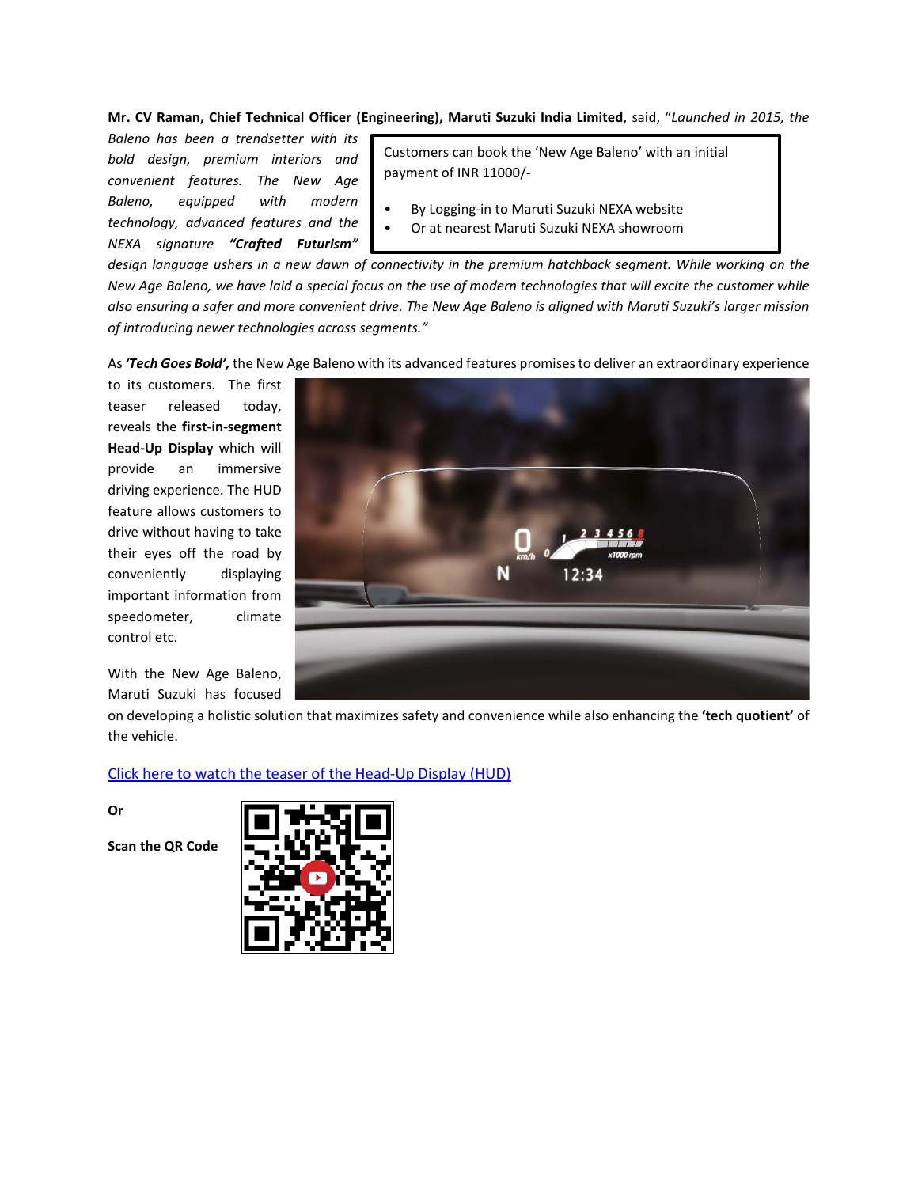**Mr. CV Raman, Chief Technical Officer (Engineering), Maruti Suzuki India Limited**, said, "*Launched in 2015, the Baleno has been a trendsetter with its bold design, premium interiors and convenient features. The New Age Baleno, equipped with modern technology, advanced features and the NEXA signature **"Crafted Futurism"** design language ushers in a new dawn of connectivity in the premium hatchback segment. While working on the New Age Baleno, we have laid a special focus on the use of modern technologies that will excite the customer while also ensuring a safer and more convenient drive. The New Age Baleno is aligned with Maruti Suzuki's larger mission of introducing newer technologies across segments.*"

> Customers can book the 'New Age Baleno' with an initial payment of INR 11000/-
>
> - By Logging-in to Maruti Suzuki NEXA website
> - Or at nearest Maruti Suzuki NEXA showroom

As ***'Tech Goes Bold',*** the New Age Baleno with its advanced features promises to deliver an extraordinary experience to its customers. The first teaser released today, reveals the **first-in-segment Head-Up Display** which will provide an immersive driving experience. The HUD feature allows customers to drive without having to take their eyes off the road by conveniently displaying important information from speedometer, climate control etc.

With the New Age Baleno, Maruti Suzuki has focused on developing a holistic solution that maximizes safety and convenience while also enhancing the **'tech quotient'** of the vehicle.

[Click here to watch the teaser of the Head-Up Display (HUD)]

**Or**

**Scan the QR Code**